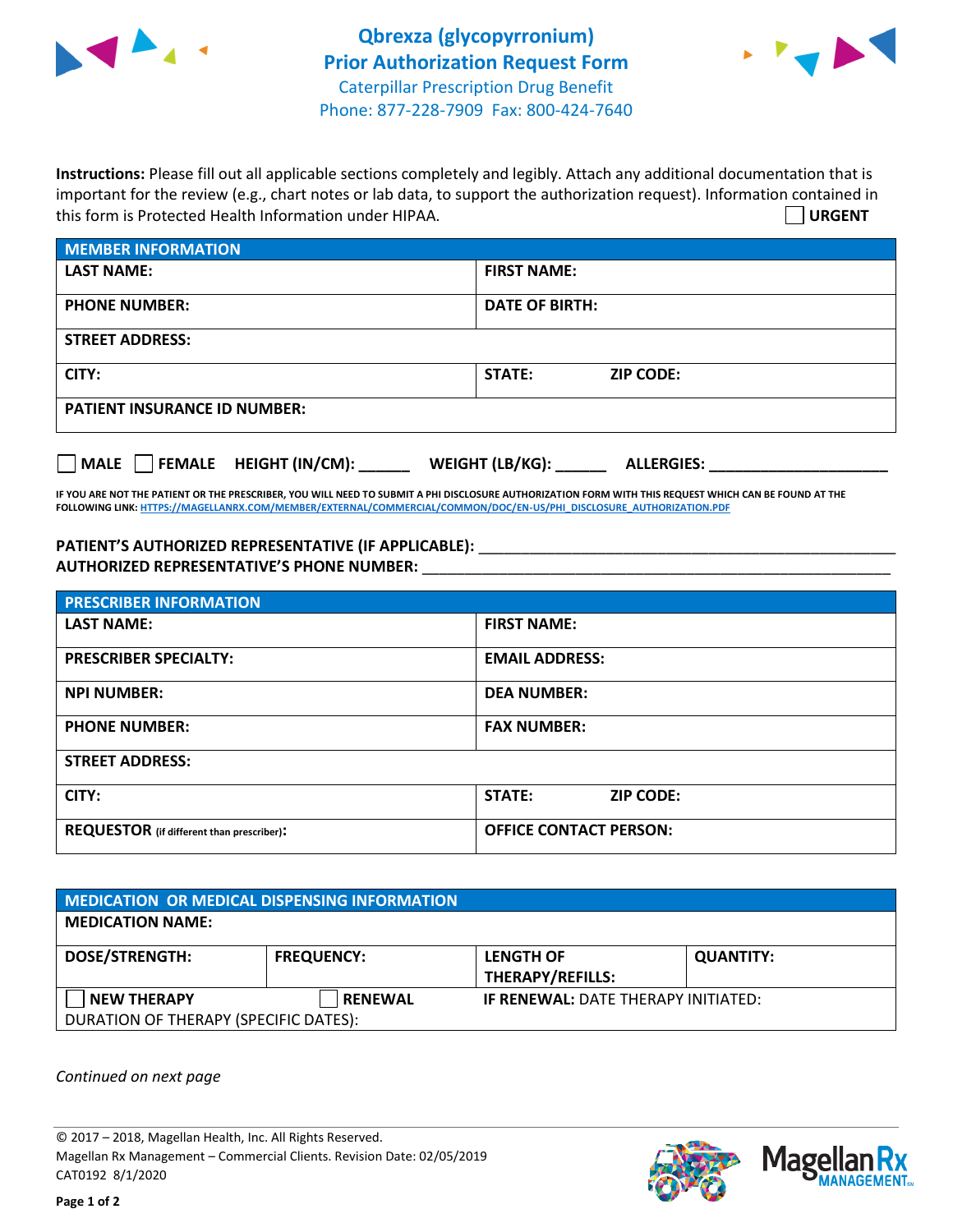# Qbrexza (glycopyrronium) Prior Authorization Request Form

Caterpillar Prescription Drug Benefit
Phone: 877-228-7909 Fax: 800-424-7640

**Instructions:** Please fill out all applicable sections completely and legibly. Attach any additional documentation that is important for the review (e.g., chart notes or lab data, to support the authorization request). Information contained in this form is Protected Health Information under HIPAA.

☐ **URGENT**

| **MEMBER INFORMATION** | | |
|---|---|---|
| **LAST NAME:** | **FIRST NAME:** | |
| **PHONE NUMBER:** | **DATE OF BIRTH:** | |
| **STREET ADDRESS:** | | |
| **CITY:** | **STATE:** | **ZIP CODE:** |
| **PATIENT INSURANCE ID NUMBER:** | | |

☐ **MALE** ☐ **FEMALE** **HEIGHT (IN/CM):** ______ **WEIGHT (LB/KG):** ______ **ALLERGIES:** ____________________

**IF YOU ARE NOT THE PATIENT OR THE PRESCRIBER, YOU WILL NEED TO SUBMIT A PHI DISCLOSURE AUTHORIZATION FORM WITH THIS REQUEST WHICH CAN BE FOUND AT THE FOLLOWING LINK: HTTPS://MAGELLANRX.COM/MEMBER/EXTERNAL/COMMERCIAL/COMMON/DOC/EN-US/PHI_DISCLOSURE_AUTHORIZATION.PDF**

**PATIENT'S AUTHORIZED REPRESENTATIVE (IF APPLICABLE):** ____________________________________________

**AUTHORIZED REPRESENTATIVE'S PHONE NUMBER:** ____________________________________________

| **PRESCRIBER INFORMATION** | | |
|---|---|---|
| **LAST NAME:** | **FIRST NAME:** | |
| **PRESCRIBER SPECIALTY:** | **EMAIL ADDRESS:** | |
| **NPI NUMBER:** | **DEA NUMBER:** | |
| **PHONE NUMBER:** | **FAX NUMBER:** | |
| **STREET ADDRESS:** | | |
| **CITY:** | **STATE:** | **ZIP CODE:** |
| **REQUESTOR** (if different than prescriber)**:** | **OFFICE CONTACT PERSON:** | |

| **MEDICATION OR MEDICAL DISPENSING INFORMATION** | | | |
|---|---|---|---|
| **MEDICATION NAME:** | | | |
| **DOSE/STRENGTH:** | **FREQUENCY:** | **LENGTH OF THERAPY/REFILLS:** | **QUANTITY:** |
| ☐ **NEW THERAPY** | ☐ **RENEWAL** | **IF RENEWAL:** DATE THERAPY INITIATED: | |
| DURATION OF THERAPY (SPECIFIC DATES): | | | |

*Continued on next page*

© 2017 – 2018, Magellan Health, Inc. All Rights Reserved.
Magellan Rx Management – Commercial Clients. Revision Date: 02/05/2019
CAT0192 8/1/2020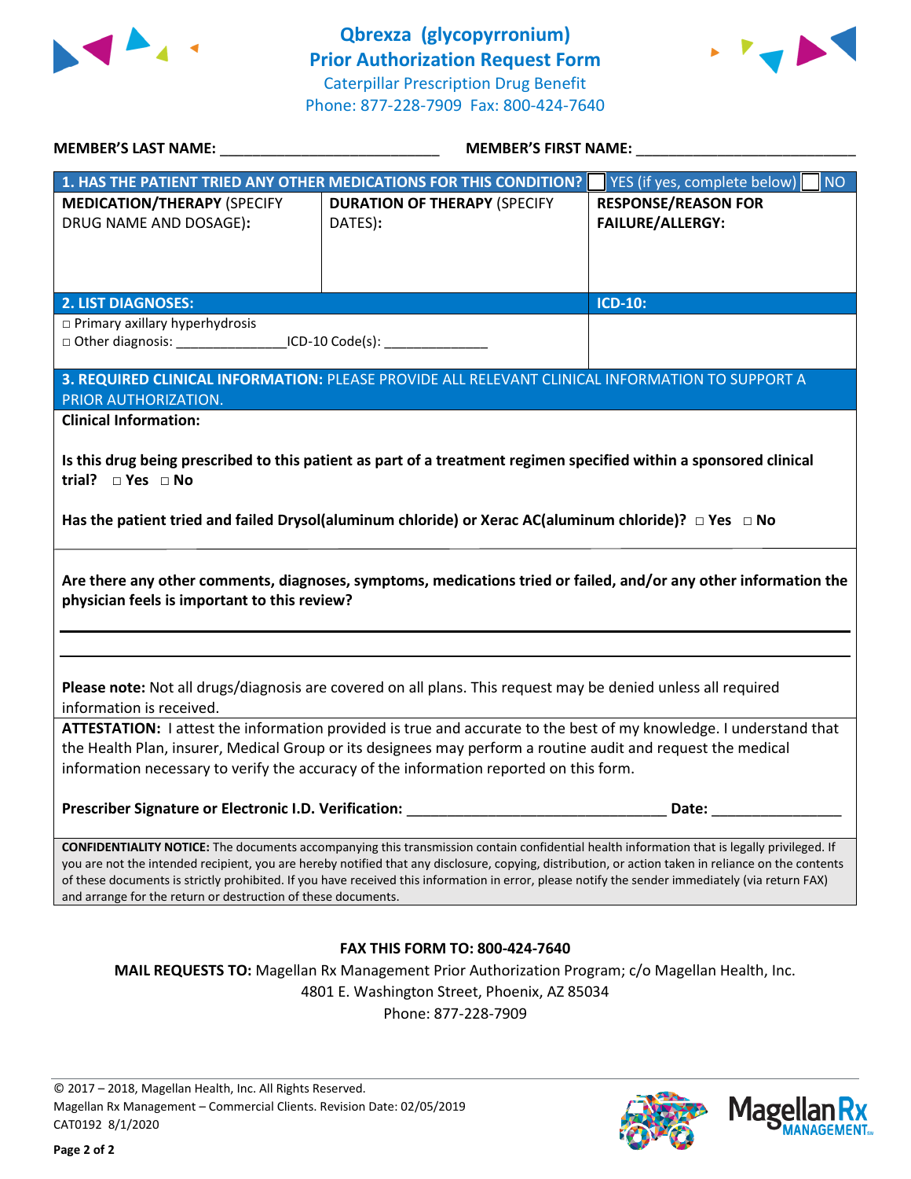# Qbrexza (glycopyrronium)
## Prior Authorization Request Form

Caterpillar Prescription Drug Benefit
Phone: 877-228-7909 Fax: 800-424-7640

**MEMBER'S LAST NAME:** ___________________________ **MEMBER'S FIRST NAME:** ___________________________

| **1. HAS THE PATIENT TRIED ANY OTHER MEDICATIONS FOR THIS CONDITION?** | | ☐ YES (if yes, complete below) ☐ NO |
|---|---|---|
| **MEDICATION/THERAPY** (SPECIFY DRUG NAME AND DOSAGE): | **DURATION OF THERAPY** (SPECIFY DATES): | **RESPONSE/REASON FOR FAILURE/ALLERGY:** |
| | | |

| **2. LIST DIAGNOSES:** | **ICD-10:** |
|---|---|
| □ Primary axillary hyperhydrosis<br>□ Other diagnosis: ______________ICD-10 Code(s): _____________ | |

**3. REQUIRED CLINICAL INFORMATION:** PLEASE PROVIDE ALL RELEVANT CLINICAL INFORMATION TO SUPPORT A PRIOR AUTHORIZATION.

**Clinical Information:**

**Is this drug being prescribed to this patient as part of a treatment regimen specified within a sponsored clinical trial? □ Yes □ No**

**Has the patient tried and failed Drysol(aluminum chloride) or Xerac AC(aluminum chloride)? □ Yes □ No**

**Are there any other comments, diagnoses, symptoms, medications tried or failed, and/or any other information the physician feels is important to this review?**

_______________________________________________________________________________

_______________________________________________________________________________

**Please note:** Not all drugs/diagnosis are covered on all plans. This request may be denied unless all required information is received.

**ATTESTATION:** I attest the information provided is true and accurate to the best of my knowledge. I understand that the Health Plan, insurer, Medical Group or its designees may perform a routine audit and request the medical information necessary to verify the accuracy of the information reported on this form.

**Prescriber Signature or Electronic I.D. Verification:** ________________________________ **Date:** ________________

**CONFIDENTIALITY NOTICE:** The documents accompanying this transmission contain confidential health information that is legally privileged. If you are not the intended recipient, you are hereby notified that any disclosure, copying, distribution, or action taken in reliance on the contents of these documents is strictly prohibited. If you have received this information in error, please notify the sender immediately (via return FAX) and arrange for the return or destruction of these documents.

**FAX THIS FORM TO: 800-424-7640**

**MAIL REQUESTS TO:** Magellan Rx Management Prior Authorization Program; c/o Magellan Health, Inc.
4801 E. Washington Street, Phoenix, AZ 85034
Phone: 877-228-7909

© 2017 – 2018, Magellan Health, Inc. All Rights Reserved.
Magellan Rx Management – Commercial Clients. Revision Date: 02/05/2019
CAT0192 8/1/2020